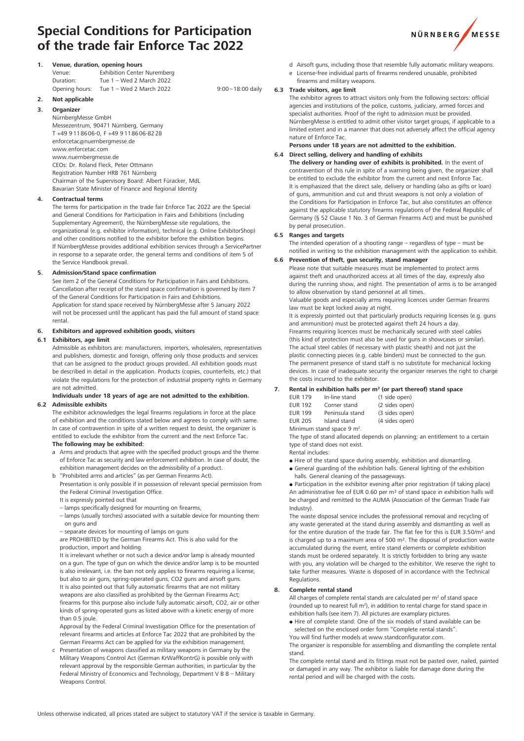# Special Conditions for Participation of the trade fair Enforce Tac 2022

## 1. Venue, duration, opening hours

| | | |
|---|---|---|
| Venue: | Exhibition Center Nuremberg | |
| Duration: | Tue 1 – Wed 2 March 2022 | |
| Opening hours: | Tue 1 – Wed 2 March 2022 | 9:00 – 18:00 daily |

## 2. Not applicable

## 3. Organizer

NürnbergMesse GmbH
Messezentrum, 90471 Nürnberg, Germany
T +49 9 11 86 06-0, F +49 9 11 86 06-82 28
enforcetac@nuernbergmesse.de
www.enforcetac.com
www.nuernbergmesse.de
CEOs: Dr. Roland Fleck, Peter Ottmann
Registration Number HRB 761 Nürnberg
Chairman of the Supervisory Board: Albert Füracker, MdL
Bavarian State Minister of Finance and Regional Identity

## 4. Contractual terms

The terms for participation in the trade fair Enforce Tac 2022 are the Special and General Conditions for Participation in Fairs and Exhibitions (including Supplementary Agreement), the NürnbergMesse site regulations, the organizational (e.g. exhibitor information), technical (e.g. Online ExhibitorShop) and other conditions notified to the exhibitor before the exhibition begins. If NürnbergMesse provides additional exhibition services through a ServicePartner in response to a separate order, the general terms and conditions of item 5 of the Service Handbook prevail.

## 5. Admission/Stand space confirmation

See item 2 of the General Conditions for Participation in Fairs and Exhibitions. Cancellation after receipt of the stand space confirmation is governed by item 7 of the General Conditions for Participation in Fairs and Exhibitions. Application for stand space received by NürnbergMesse after 5 January 2022 will not be processed until the applicant has paid the full amount of stand space rental.

## 6. Exhibitors and approved exhibition goods, visitors

### 6.1 Exhibitors, age limit

Admissible as exhibitors are: manufacturers, importers, wholesalers, representatives and publishers, domestic and foreign, offering only those products and services that can be assigned to the product groups provided. All exhibition goods must be described in detail in the application. Products (copies, counterfeits, etc.) that violate the regulations for the protection of industrial property rights in Germany are not admitted.

**Individuals under 18 years of age are not admitted to the exhibition.**

### 6.2 Admissible exhibits

The exhibitor acknowledges the legal firearms regulations in force at the place of exhibition and the conditions stated below and agrees to comply with same. In case of contravention in spite of a written request to desist, the organizer is entitled to exclude the exhibitor from the current and the next Enforce Tac.

**The following may be exhibited:**

a Arms and products that agree with the specified product groups and the theme of Enforce Tac as security and law enforcement exhibition. In case of doubt, the exhibition management decides on the admissibility of a product.

b "Prohibited arms and articles" (as per German Firearms Act).
Presentation is only possible if in possession of relevant special permission from the Federal Criminal Investigation Office.
It is expressly pointed out that
– lamps specifically designed for mounting on firearms,
– lamps (usually torches) associated with a suitable device for mounting them on guns and
– separate devices for mounting of lamps on guns
are PROHIBITED by the German Firearms Act. This is also valid for the production, import and holding.
It is irrelevant whether or not such a device and/or lamp is already mounted on a gun. The type of gun on which the device and/or lamp is to be mounted is also irrelevant, i.e. the ban not only applies to firearms requiring a license, but also to air guns, spring-operated guns, CO2 guns and airsoft guns.
It is also pointed out that fully automatic firearms that are not military weapons are also classified as prohibited by the German Firearms Act; firearms for this purpose also include fully automatic airsoft, CO2, air or other kinds of spring-operated guns as listed above with a kinetic energy of more than 0.5 joule.
Approval by the Federal Criminal Investigation Office for the presentation of relevant firearms and articles at Enforce Tac 2022 that are prohibited by the German Firearms Act can be applied for via the exhibition management.

c Presentation of weapons classified as military weapons in Germany by the Military Weapons Control Act (German KrWaffKontrG) is possible only with relevant approval by the responsible German authorities, in particular by the Federal Ministry of Economics and Technology, Department V B 8 – Military Weapons Control.

d Airsoft guns, including those that resemble fully automatic military weapons.

e License-free individual parts of firearms rendered unusable, prohibited firearms and military weapons.

### 6.3 Trade visitors, age limit

The exhibitor agrees to attract visitors only from the following sectors: official agencies and institutions of the police, customs, judiciary, armed forces and specialist authorities. Proof of the right to admission must be provided. NürnbergMesse is entitled to admit other visitor target groups, if applicable to a limited extent and in a manner that does not adversely affect the official agency nature of Enforce Tac.

**Persons under 18 years are not admitted to the exhibition.**

### 6.4 Direct selling, delivery and handling of exhibits

**The delivery or handing over of exhibits is prohibited.** In the event of contravention of this rule in spite of a warning being given, the organizer shall be entitled to exclude the exhibitor from the current and next Enforce Tac. It is emphasized that the direct sale, delivery or handling (also as gifts or loan) of guns, ammunition and cut and thrust weapons is not only a violation of the Conditions for Participation in Enforce Tac, but also constitutes an offence against the applicable statutory firearms regulations of the Federal Republic of Germany (§ 52 Clause 1 No. 3 of German Firearms Act) and must be punished by penal prosecution.

### 6.5 Ranges and targets

The intended operation of a shooting range – regardless of type – must be notified in writing to the exhibition management with the application to exhibit.

### 6.6 Prevention of theft, gun security, stand manager

Please note that suitable measures must be implemented to protect arms against theft and unauthorized access at all times of the day, expressly also during the running show, and night. The presentation of arms is to be arranged to allow observation by stand personnel at all times.

Valuable goods and especially arms requiring licences under German firearms law must be kept locked away at night.

It is expressly pointed out that particularly products requiring licenses (e.g. guns and ammunition) must be protected against theft 24 hours a day.

Firearms requiring licences must be mechanically secured with steel cables (this kind of protection must also be used for guns in showcases or similar). The actual steel cables (if necessary with plastic sheath) and not just the plastic connecting pieces (e.g. cable binders) must be connected to the gun. The permanent presence of stand staff is no substitute for mechanical locking devices. In case of inadequate security the organizer reserves the right to charge the costs incurred to the exhibitor.

## 7. Rental in exhibition halls per m² (or part thereof) stand space

| | | |
|---|---|---|
| EUR 179 | In-line stand | (1 side open) |
| EUR 192 | Corner stand | (2 sides open) |
| EUR 199 | Peninsula stand | (3 sides open) |
| EUR 205 | Island stand | (4 sides open) |

Minimum stand space 9 m².

The type of stand allocated depends on planning; an entitlement to a certain type of stand does not exist.

Rental includes:

- Hire of the stand space during assembly, exhibition and dismantling.
- General guarding of the exhibition halls. General lighting of the exhibition halls. General cleaning of the passageways.
- Participation in the exhibitor evening after prior registration (if taking place)

An administrative fee of EUR 0.60 per m² of stand space in exhibition halls will be charged and remitted to the AUMA (Association of the German Trade Fair Industry).

The waste disposal service includes the professional removal and recycling of any waste generated at the stand during assembly and dismantling as well as for the entire duration of the trade fair. The flat fee for this is EUR 3.50/m² and is charged up to a maximum area of 500 m². The disposal of production waste accumulated during the event, entire stand elements or complete exhibition stands must be ordered separately. It is strictly forbidden to bring any waste with you, any violation will be charged to the exhibitor. We reserve the right to take further measures. Waste is disposed of in accordance with the Technical Regulations.

## 8. Complete rental stand

All charges of complete rental stands are calculated per m² of stand space (rounded up to nearest full m²), in addition to rental charge for stand space in exhibition halls (see item 7). All pictures are examplary pictures.

- Hire of complete stand: One of the six models of stand available can be selected on the enclosed order form "Complete rental stands".

You will find further models at www.standconfigurator.com.

The organizer is responsible for assembling and dismantling the complete rental stand.

The complete rental stand and its fittings must not be pasted over, nailed, painted or damaged in any way. The exhibitor is liable for damage done during the rental period and will be charged with the costs.

Unless otherwise indicated, all prices stated are subject to statutory VAT if the service is taxable in Germany.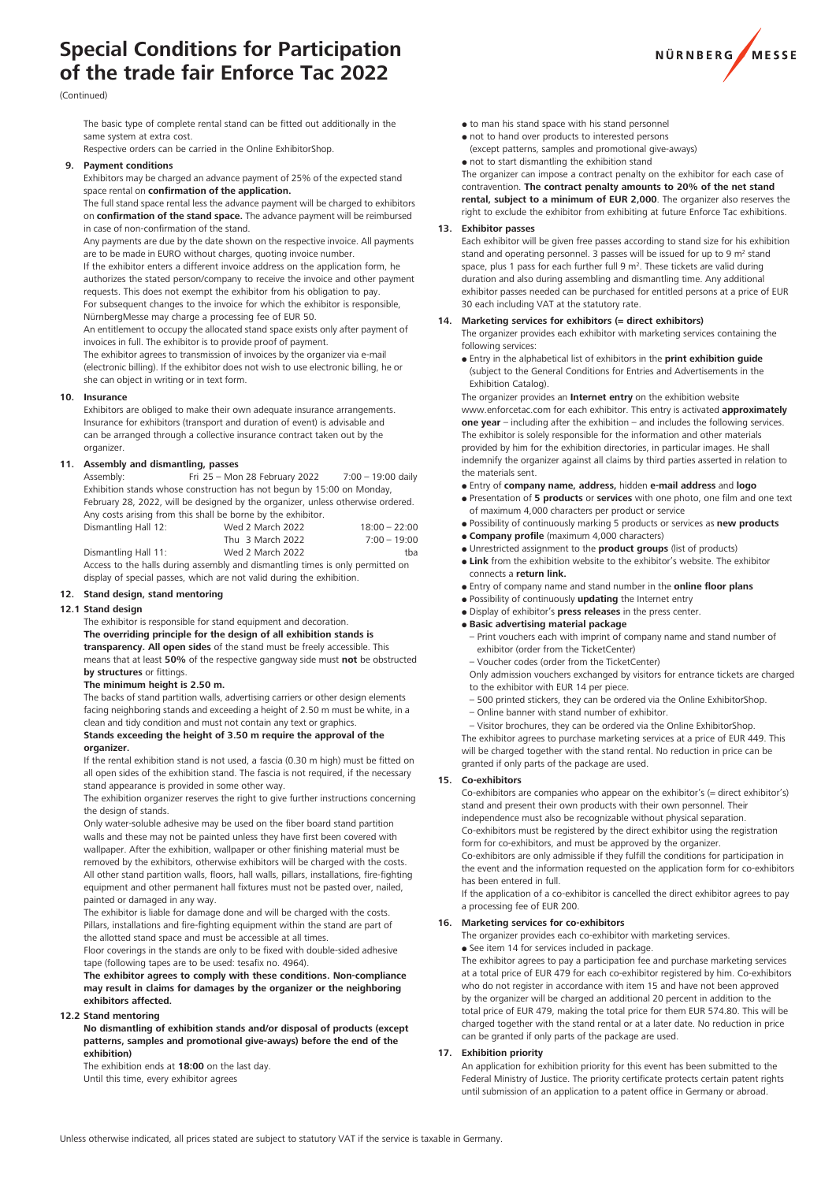# Special Conditions for Participation of the trade fair Enforce Tac 2022

(Continued)

The basic type of complete rental stand can be fitted out additionally in the same system at extra cost.
Respective orders can be carried in the Online ExhibitorShop.

**9. Payment conditions**

Exhibitors may be charged an advance payment of 25% of the expected stand space rental on **confirmation of the application.**

The full stand space rental less the advance payment will be charged to exhibitors on **confirmation of the stand space.** The advance payment will be reimbursed in case of non-confirmation of the stand.

Any payments are due by the date shown on the respective invoice. All payments are to be made in EURO without charges, quoting invoice number.

If the exhibitor enters a different invoice address on the application form, he authorizes the stated person/company to receive the invoice and other payment requests. This does not exempt the exhibitor from his obligation to pay.

For subsequent changes to the invoice for which the exhibitor is responsible, NürnbergMesse may charge a processing fee of EUR 50.

An entitlement to occupy the allocated stand space exists only after payment of invoices in full. The exhibitor is to provide proof of payment.

The exhibitor agrees to transmission of invoices by the organizer via e-mail (electronic billing). If the exhibitor does not wish to use electronic billing, he or she can object in writing or in text form.

**10. Insurance**

Exhibitors are obliged to make their own adequate insurance arrangements. Insurance for exhibitors (transport and duration of event) is advisable and can be arranged through a collective insurance contract taken out by the organizer.

**11. Assembly and dismantling, passes**

| | | |
|---|---|---|
| Assembly: | Fri 25 – Mon 28 February 2022 | 7:00 – 19:00 daily |

Exhibition stands whose construction has not begun by 15:00 on Monday, February 28, 2022, will be designed by the organizer, unless otherwise ordered. Any costs arising from this shall be borne by the exhibitor.

| | | |
|---|---|---|
| Dismantling Hall 12: | Wed 2 March 2022 | 18:00 – 22:00 |
| | Thu 3 March 2022 | 7:00 – 19:00 |
| Dismantling Hall 11: | Wed 2 March 2022 | tba |

Access to the halls during assembly and dismantling times is only permitted on display of special passes, which are not valid during the exhibition.

**12. Stand design, stand mentoring**

**12.1 Stand design**

The exhibitor is responsible for stand equipment and decoration.

**The overriding principle for the design of all exhibition stands is transparency. All open sides** of the stand must be freely accessible. This means that at least **50%** of the respective gangway side must **not** be obstructed **by structures** or fittings.

**The minimum height is 2.50 m.**

The backs of stand partition walls, advertising carriers or other design elements facing neighboring stands and exceeding a height of 2.50 m must be white, in a clean and tidy condition and must not contain any text or graphics.

**Stands exceeding the height of 3.50 m require the approval of the organizer.**

If the rental exhibition stand is not used, a fascia (0.30 m high) must be fitted on all open sides of the exhibition stand. The fascia is not required, if the necessary stand appearance is provided in some other way.

The exhibition organizer reserves the right to give further instructions concerning the design of stands.

Only water-soluble adhesive may be used on the fiber board stand partition walls and these may not be painted unless they have first been covered with wallpaper. After the exhibition, wallpaper or other finishing material must be removed by the exhibitors, otherwise exhibitors will be charged with the costs. All other stand partition walls, floors, hall walls, pillars, installations, fire-fighting equipment and other permanent hall fixtures must not be pasted over, nailed, painted or damaged in any way.

The exhibitor is liable for damage done and will be charged with the costs. Pillars, installations and fire-fighting equipment within the stand are part of the allotted stand space and must be accessible at all times.

Floor coverings in the stands are only to be fixed with double-sided adhesive tape (following tapes are to be used: tesafix no. 4964).

**The exhibitor agrees to comply with these conditions. Non-compliance may result in claims for damages by the organizer or the neighboring exhibitors affected.**

**12.2 Stand mentoring**

**No dismantling of exhibition stands and/or disposal of products (except patterns, samples and promotional give-aways) before the end of the exhibition)**

The exhibition ends at **18:00** on the last day.
Until this time, every exhibitor agrees

- to man his stand space with his stand personnel
- not to hand over products to interested persons (except patterns, samples and promotional give-aways)
- not to start dismantling the exhibition stand

The organizer can impose a contract penalty on the exhibitor for each case of contravention. **The contract penalty amounts to 20% of the net stand rental, subject to a minimum of EUR 2,000**. The organizer also reserves the right to exclude the exhibitor from exhibiting at future Enforce Tac exhibitions.

**13. Exhibitor passes**

Each exhibitor will be given free passes according to stand size for his exhibition stand and operating personnel. 3 passes will be issued for up to 9 m² stand space, plus 1 pass for each further full 9 m². These tickets are valid during duration and also during assembling and dismantling time. Any additional exhibitor passes needed can be purchased for entitled persons at a price of EUR 30 each including VAT at the statutory rate.

**14. Marketing services for exhibitors (= direct exhibitors)**

The organizer provides each exhibitor with marketing services containing the following services:

- Entry in the alphabetical list of exhibitors in the **print exhibition guide** (subject to the General Conditions for Entries and Advertisements in the Exhibition Catalog).

The organizer provides an **Internet entry** on the exhibition website www.enforcetac.com for each exhibitor. This entry is activated **approximately one year** – including after the exhibition – and includes the following services. The exhibitor is solely responsible for the information and other materials provided by him for the exhibition directories, in particular images. He shall indemnify the organizer against all claims by third parties asserted in relation to the materials sent.

- Entry of **company name, address,** hidden **e-mail address** and **logo**
- Presentation of **5 products** or **services** with one photo, one film and one text of maximum 4,000 characters per product or service
- Possibility of continuously marking 5 products or services as **new products**
- **Company profile** (maximum 4,000 characters)
- Unrestricted assignment to the **product groups** (list of products)
- **Link** from the exhibition website to the exhibitor's website. The exhibitor connects a **return link.**
- Entry of company name and stand number in the **online floor plans**
- Possibility of continuously **updating** the Internet entry
- Display of exhibitor's **press releases** in the press center.
- **Basic advertising material package**
  - Print vouchers each with imprint of company name and stand number of exhibitor (order from the TicketCenter)
  - Voucher codes (order from the TicketCenter)

  Only admission vouchers exchanged by visitors for entrance tickets are charged to the exhibitor with EUR 14 per piece.
  - 500 printed stickers, they can be ordered via the Online ExhibitorShop.
  - Online banner with stand number of exhibitor.
  - Visitor brochures, they can be ordered via the Online ExhibitorShop.

The exhibitor agrees to purchase marketing services at a price of EUR 449. This will be charged together with the stand rental. No reduction in price can be granted if only parts of the package are used.

**15. Co-exhibitors**

Co-exhibitors are companies who appear on the exhibitor's (= direct exhibitor's) stand and present their own products with their own personnel. Their independence must also be recognizable without physical separation.

Co-exhibitors must be registered by the direct exhibitor using the registration form for co-exhibitors, and must be approved by the organizer.

Co-exhibitors are only admissible if they fulfill the conditions for participation in the event and the information requested on the application form for co-exhibitors has been entered in full.

If the application of a co-exhibitor is cancelled the direct exhibitor agrees to pay a processing fee of EUR 200.

**16. Marketing services for co-exhibitors**

The organizer provides each co-exhibitor with marketing services.

- See item 14 for services included in package.

The exhibitor agrees to pay a participation fee and purchase marketing services at a total price of EUR 479 for each co-exhibitor registered by him. Co-exhibitors who do not register in accordance with item 15 and have not been approved by the organizer will be charged an additional 20 percent in addition to the total price of EUR 479, making the total price for them EUR 574.80. This will be charged together with the stand rental or at a later date. No reduction in price can be granted if only parts of the package are used.

**17. Exhibition priority**

An application for exhibition priority for this event has been submitted to the Federal Ministry of Justice. The priority certificate protects certain patent rights until submission of an application to a patent office in Germany or abroad.

Unless otherwise indicated, all prices stated are subject to statutory VAT if the service is taxable in Germany.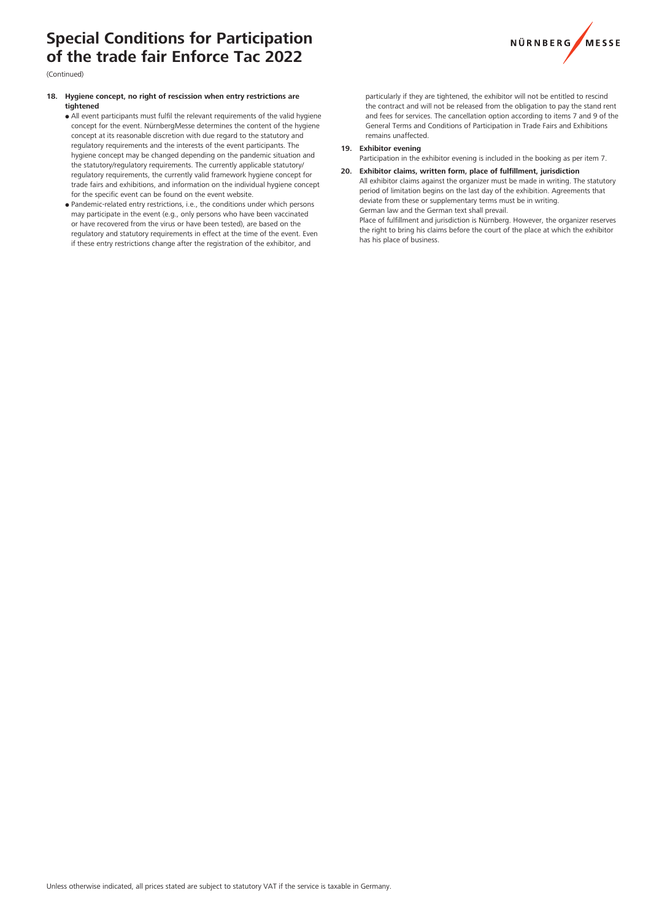# Special Conditions for Participation of the trade fair Enforce Tac 2022

(Continued)

**18. Hygiene concept, no right of rescission when entry restrictions are tightened**

- All event participants must fulfil the relevant requirements of the valid hygiene concept for the event. NürnbergMesse determines the content of the hygiene concept at its reasonable discretion with due regard to the statutory and regulatory requirements and the interests of the event participants. The hygiene concept may be changed depending on the pandemic situation and the statutory/regulatory requirements. The currently applicable statutory/regulatory requirements, the currently valid framework hygiene concept for trade fairs and exhibitions, and information on the individual hygiene concept for the specific event can be found on the event website.
- Pandemic-related entry restrictions, i.e., the conditions under which persons may participate in the event (e.g., only persons who have been vaccinated or have recovered from the virus or have been tested), are based on the regulatory and statutory requirements in effect at the time of the event. Even if these entry restrictions change after the registration of the exhibitor, and particularly if they are tightened, the exhibitor will not be entitled to rescind the contract and will not be released from the obligation to pay the stand rent and fees for services. The cancellation option according to items 7 and 9 of the General Terms and Conditions of Participation in Trade Fairs and Exhibitions remains unaffected.

**19. Exhibitor evening**

Participation in the exhibitor evening is included in the booking as per item 7.

**20. Exhibitor claims, written form, place of fulfillment, jurisdiction**

All exhibitor claims against the organizer must be made in writing. The statutory period of limitation begins on the last day of the exhibition. Agreements that deviate from these or supplementary terms must be in writing.
German law and the German text shall prevail.
Place of fulfillment and jurisdiction is Nürnberg. However, the organizer reserves the right to bring his claims before the court of the place at which the exhibitor has his place of business.

Unless otherwise indicated, all prices stated are subject to statutory VAT if the service is taxable in Germany.